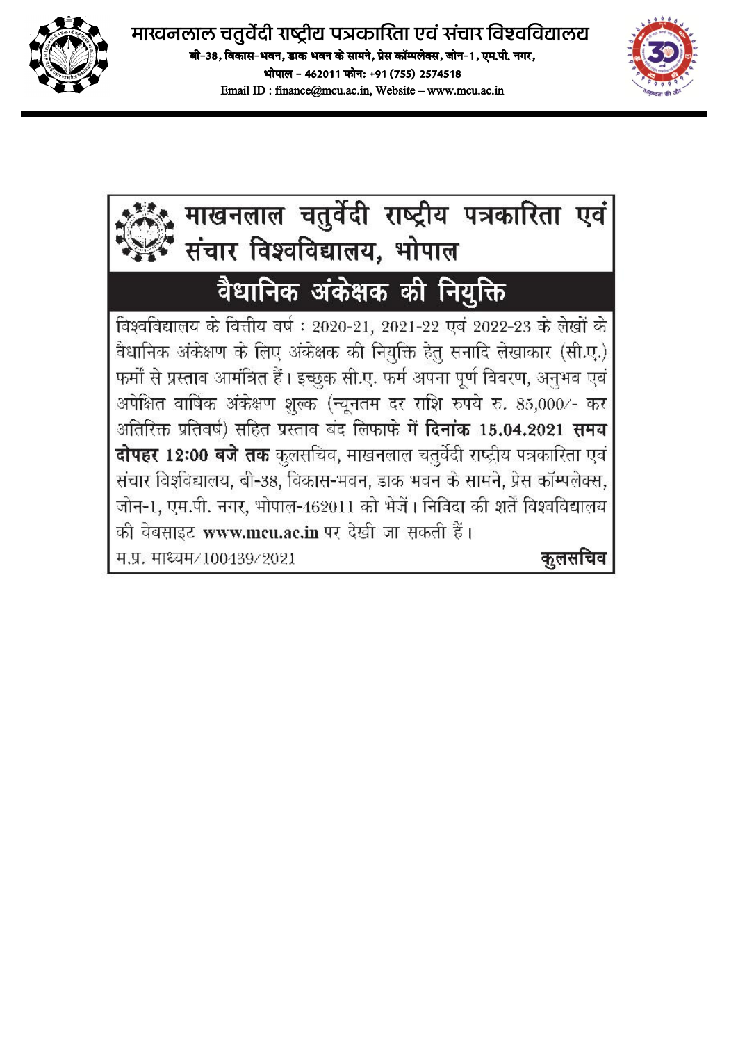# माखनलाल चतुर्वेदी राष्ट्रीय पत्रकारिता एवं संचार विश्वविद्यालय

**बी-38, विकास-भवन, डाक भवन के सामने, प्रेस कॉम्पलेक्स, जोन-1, एम.पी. नगर,**
**भोपाल - 462011 फोन: +91 (755) 2574518**
Email ID : finance@mcu.ac.in, Website – www.mcu.ac.in

---

## माखनलाल चतुर्वेदी राष्ट्रीय पत्रकारिता एवं संचार विश्वविद्यालय, भोपाल

## वैधानिक अंकेक्षक की नियुक्ति

विश्वविद्यालय के वित्तीय वर्ष : 2020-21, 2021-22 एवं 2022-23 के लेखों के वैधानिक अंकेक्षण के लिए अंकेक्षक की नियुक्ति हेतु सनादि लेखाकार (सी.ए.) फर्मों से प्रस्ताव आमंत्रित हैं। इच्छुक सी.ए. फर्म अपना पूर्ण विवरण, अनुभव एवं अपेक्षित वार्षिक अंकेक्षण शुल्क (न्यूनतम दर राशि रुपये रु. 85,000/- कर अतिरिक्त प्रतिवर्ष) सहित प्रस्ताव बंद लिफाफे में **दिनांक 15.04.2021 समय दोपहर 12:00 बजे तक** कुलसचिव, माखनलाल चतुर्वेदी राष्ट्रीय पत्रकारिता एवं संचार विश्वविद्यालय, बी-38, विकास-भवन, डाक भवन के सामने, प्रेस कॉम्पलेक्स, जोन-1, एम.पी. नगर, भोपाल-462011 को भेजें। निविदा की शर्तें विश्वविद्यालय की वेबसाइट **www.mcu.ac.in** पर देखी जा सकती हैं।

म.प्र. माध्यम/100439/2021

**कुलसचिव**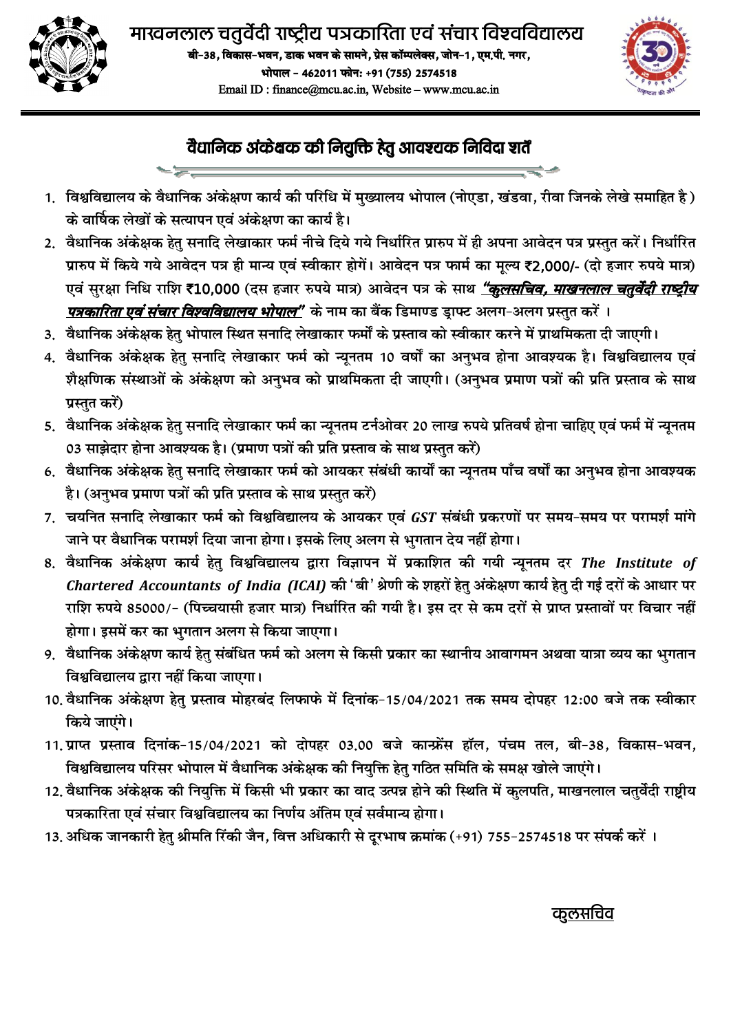# माखनलाल चतुर्वेदी राष्ट्रीय पत्रकारिता एवं संचार विश्वविद्यालय

**बी-38, विकास-भवन, डाक भवन के सामने, प्रेस कॉम्पलेक्स, जोन-1, एम.पी. नगर,**
**भोपाल – 462011 फोन: +91 (755) 2574518**
Email ID : finance@mcu.ac.in, Website – www.mcu.ac.in

## वैधानिक अंकेक्षक की नियुक्ति हेतु आवश्यक निविदा शर्तें

1. विश्वविद्यालय के वैधानिक अंकेक्षण कार्य की परिधि में मुख्यालय भोपाल (नोएडा, खंडवा, रीवा जिनके लेखे समाहित है ) के वार्षिक लेखों के सत्यापन एवं अंकेक्षण का कार्य है।
2. वैधानिक अंकेक्षक हेतु सनादि लेखाकार फर्म नीचे दिये गये निर्धारित प्रारुप में ही अपना आवेदन पत्र प्रस्तुत करें। निर्धारित प्रारुप में किये गये आवेदन पत्र ही मान्य एवं स्वीकार होगें। आवेदन पत्र फार्म का मूल्य ₹2,000/- (दो हजार रुपये मात्र) एवं सुरक्षा निधि राशि ₹10,000 (दस हजार रुपये मात्र) आवेदन पत्र के साथ ***"कुलसचिव, माखनलाल चतुर्वेदी राष्ट्रीय पत्रकारिता एवं संचार विश्वविद्यालय भोपाल"*** के नाम का बैंक डिमाण्ड ड्राफ्ट अलग-अलग प्रस्तुत करें ।
3. वैधानिक अंकेक्षक हेतु भोपाल स्थित सनादि लेखाकार फर्मों के प्रस्ताव को स्वीकार करने में प्राथमिकता दी जाएगी।
4. वैधानिक अंकेक्षक हेतु सनादि लेखाकार फर्म को न्यूनतम 10 वर्षों का अनुभव होना आवश्यक है। विश्वविद्यालय एवं शैक्षणिक संस्थाओं के अंकेक्षण को अनुभव को प्राथमिकता दी जाएगी। (अनुभव प्रमाण पत्रों की प्रति प्रस्ताव के साथ प्रस्तुत करें)
5. वैधानिक अंकेक्षक हेतु सनादि लेखाकार फर्म का न्यूनतम टर्नओवर 20 लाख रुपये प्रतिवर्ष होना चाहिए एवं फर्म में न्यूनतम 03 साझेदार होना आवश्यक है। (प्रमाण पत्रों की प्रति प्रस्ताव के साथ प्रस्तुत करें)
6. वैधानिक अंकेक्षक हेतु सनादि लेखाकार फर्म को आयकर संबंधी कार्यों का न्यूनतम पाँच वर्षों का अनुभव होना आवश्यक है। (अनुभव प्रमाण पत्रों की प्रति प्रस्ताव के साथ प्रस्तुत करें)
7. चयनित सनादि लेखाकार फर्म को विश्वविद्यालय के आयकर एवं *GST* संबंधी प्रकरणों पर समय-समय पर परामर्श मांगे जाने पर वैधानिक परामर्श दिया जाना होगा। इसके लिए अलग से भुगतान देय नहीं होगा।
8. वैधानिक अंकेक्षण कार्य हेतु विश्वविद्यालय द्वारा विज्ञापन में प्रकाशित की गयी न्यूनतम दर *The Institute of Chartered Accountants of India (ICAI)* की 'बी' श्रेणी के शहरों हेतु अंकेक्षण कार्य हेतु दी गई दरों के आधार पर राशि रुपये 85000/- (पिच्चयासी हजार मात्र) निर्धारित की गयी है। इस दर से कम दरों से प्राप्त प्रस्तावों पर विचार नहीं होगा। इसमें कर का भुगतान अलग से किया जाएगा।
9. वैधानिक अंकेक्षण कार्य हेतु संबंधित फर्म को अलग से किसी प्रकार का स्थानीय आवागमन अथवा यात्रा व्यय का भुगतान विश्वविद्यालय द्वारा नहीं किया जाएगा।
10. वैधानिक अंकेक्षण हेतु प्रस्ताव मोहरबंद लिफाफे में दिनांक-15/04/2021 तक समय दोपहर 12:00 बजे तक स्वीकार किये जाएंगे।
11. प्राप्त प्रस्ताव दिनांक-15/04/2021 को दोपहर 03.00 बजे कान्फ्रेंस हॉल, पंचम तल, बी-38, विकास-भवन, विश्वविद्यालय परिसर भोपाल में वैधानिक अंकेक्षक की नियुक्ति हेतु गठित समिति के समक्ष खोले जाएंगे।
12. वैधानिक अंकेक्षक की नियुक्ति में किसी भी प्रकार का वाद उत्पन्न होने की स्थिति में कुलपति, माखनलाल चतुर्वेदी राष्ट्रीय पत्रकारिता एवं संचार विश्वविद्यालय का निर्णय अंतिम एवं सर्वमान्य होगा।
13. अधिक जानकारी हेतु श्रीमति रिंकी जैन, वित्त अधिकारी से दूरभाष क्रमांक (+91) 755-2574518 पर संपर्क करें ।

कुलसचिव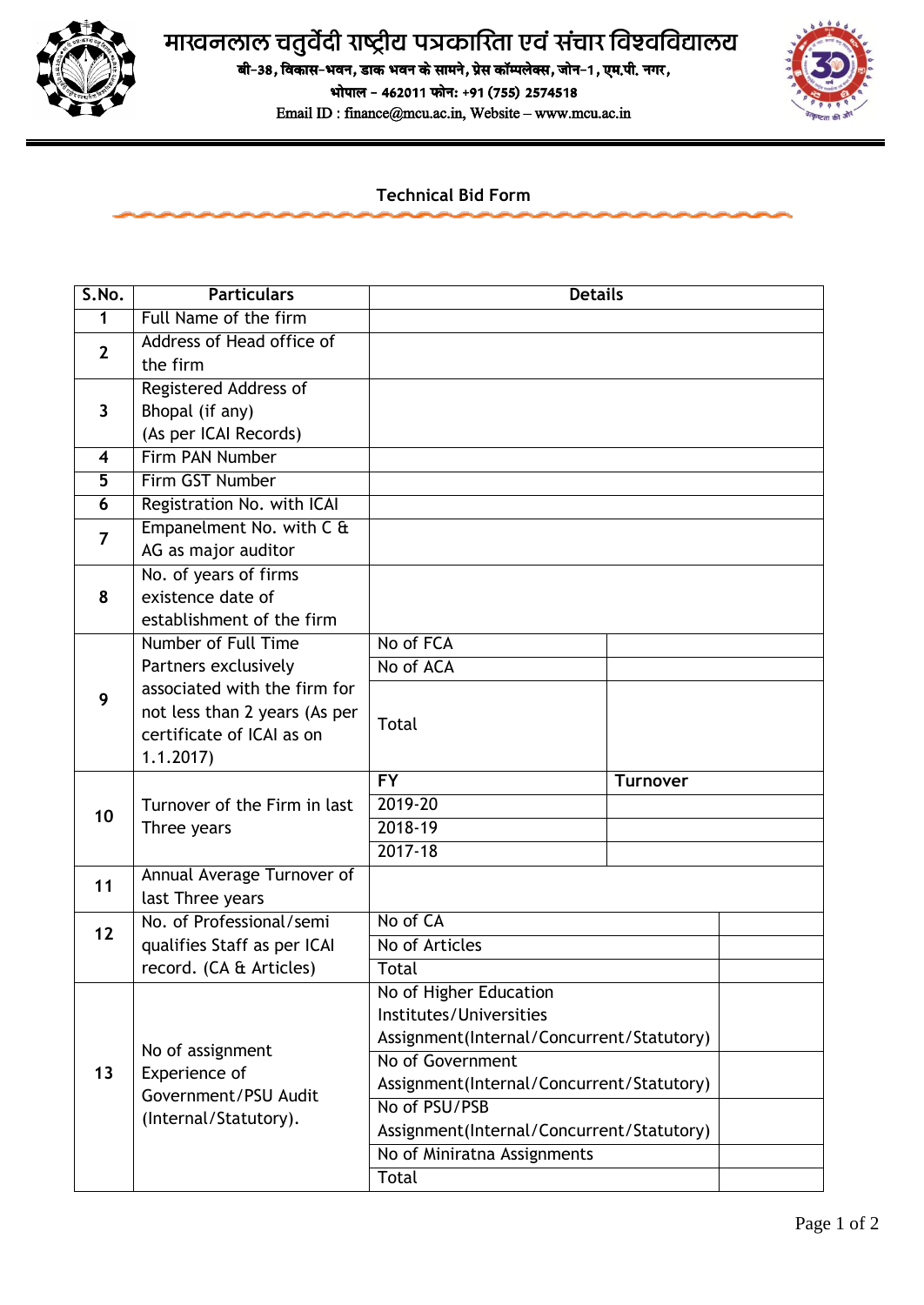# माखनलाल चतुर्वेदी राष्ट्रीय पत्रकारिता एवं संचार विश्वविद्यालय

बी-38, विकास-भवन, डाक भवन के सामने, प्रेस कॉम्पलेक्स, जोन-1, एम.पी. नगर,
भोपाल – 462011 फोन: +91 (755) 2574518
Email ID : finance@mcu.ac.in, Website – www.mcu.ac.in

## Technical Bid Form

| S.No. | Particulars | Details | |
|---|---|---|---|
| 1 | Full Name of the firm | | |
| 2 | Address of Head office of the firm | | |
| 3 | Registered Address of Bhopal (if any) (As per ICAI Records) | | |
| 4 | Firm PAN Number | | |
| 5 | Firm GST Number | | |
| 6 | Registration No. with ICAI | | |
| 7 | Empanelment No. with C & AG as major auditor | | |
| 8 | No. of years of firms existence date of establishment of the firm | | |
| 9 | Number of Full Time Partners exclusively associated with the firm for not less than 2 years (As per certificate of ICAI as on 1.1.2017) | No of FCA | |
| | | No of ACA | |
| | | Total | |
| 10 | Turnover of the Firm in last Three years | **FY** | **Turnover** |
| | | 2019-20 | |
| | | 2018-19 | |
| | | 2017-18 | |
| 11 | Annual Average Turnover of last Three years | | |
| 12 | No. of Professional/semi qualifies Staff as per ICAI record. (CA & Articles) | No of CA | |
| | | No of Articles | |
| | | Total | |
| 13 | No of assignment Experience of Government/PSU Audit (Internal/Statutory). | No of Higher Education Institutes/Universities Assignment(Internal/Concurrent/Statutory) | |
| | | No of Government Assignment(Internal/Concurrent/Statutory) | |
| | | No of PSU/PSB Assignment(Internal/Concurrent/Statutory) | |
| | | No of Miniratna Assignments | |
| | | Total | |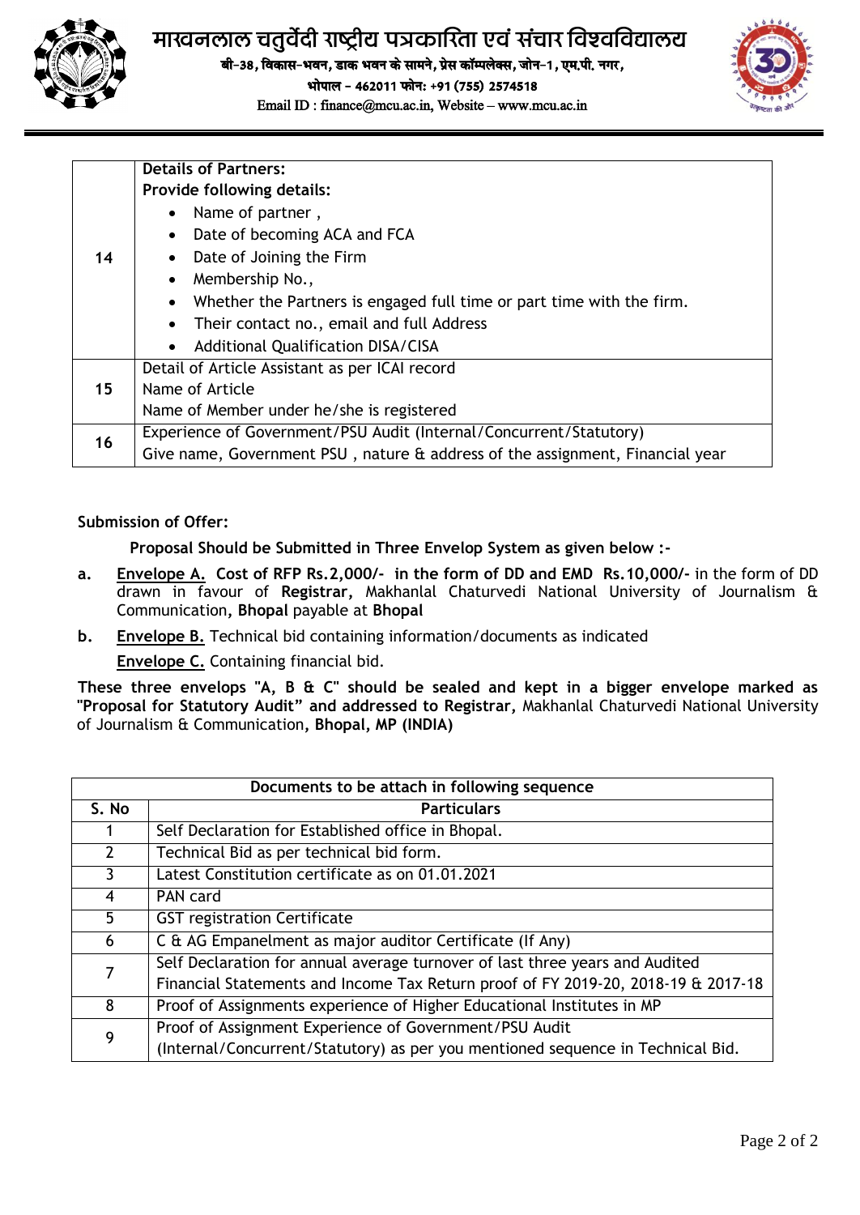# माखनलाल चतुर्वेदी राष्ट्रीय पत्रकारिता एवं संचार विश्वविद्यालय

बी-38, विकास-भवन, डाक भवन के सामने, प्रेस कॉम्पलेक्स, जोन-1, एम.पी. नगर,
भोपाल – 462011 फोन: +91 (755) 2574518
Email ID : finance@mcu.ac.in, Website – www.mcu.ac.in

| | |
|---|---|
| 14 | **Details of Partners:**<br>**Provide following details:**<br>• Name of partner ,<br>• Date of becoming ACA and FCA<br>• Date of Joining the Firm<br>• Membership No.,<br>• Whether the Partners is engaged full time or part time with the firm.<br>• Their contact no., email and full Address<br>• Additional Qualification DISA/CISA |
| 15 | Detail of Article Assistant as per ICAI record<br>Name of Article<br>Name of Member under he/she is registered |
| 16 | Experience of Government/PSU Audit (Internal/Concurrent/Statutory)<br>Give name, Government PSU , nature & address of the assignment, Financial year |

**Submission of Offer:**

**Proposal Should be Submitted in Three Envelop System as given below :-**

a. **Envelope A.** **Cost of RFP Rs.2,000/- in the form of DD and EMD Rs.10,000/-** in the form of DD drawn in favour of **Registrar,** Makhanlal Chaturvedi National University of Journalism & Communication**, Bhopal** payable at **Bhopal**

b. **Envelope B.** Technical bid containing information/documents as indicated

**Envelope C.** Containing financial bid.

**These three envelops "A, B & C" should be sealed and kept in a bigger envelope marked as "Proposal for Statutory Audit" and addressed to Registrar,** Makhanlal Chaturvedi National University of Journalism & Communication**, Bhopal, MP (INDIA)**

| Documents to be attach in following sequence | |
|---|---|
| **S. No** | **Particulars** |
| 1 | Self Declaration for Established office in Bhopal. |
| 2 | Technical Bid as per technical bid form. |
| 3 | Latest Constitution certificate as on 01.01.2021 |
| 4 | PAN card |
| 5 | GST registration Certificate |
| 6 | C & AG Empanelment as major auditor Certificate (If Any) |
| 7 | Self Declaration for annual average turnover of last three years and Audited Financial Statements and Income Tax Return proof of FY 2019-20, 2018-19 & 2017-18 |
| 8 | Proof of Assignments experience of Higher Educational Institutes in MP |
| 9 | Proof of Assignment Experience of Government/PSU Audit (Internal/Concurrent/Statutory) as per you mentioned sequence in Technical Bid. |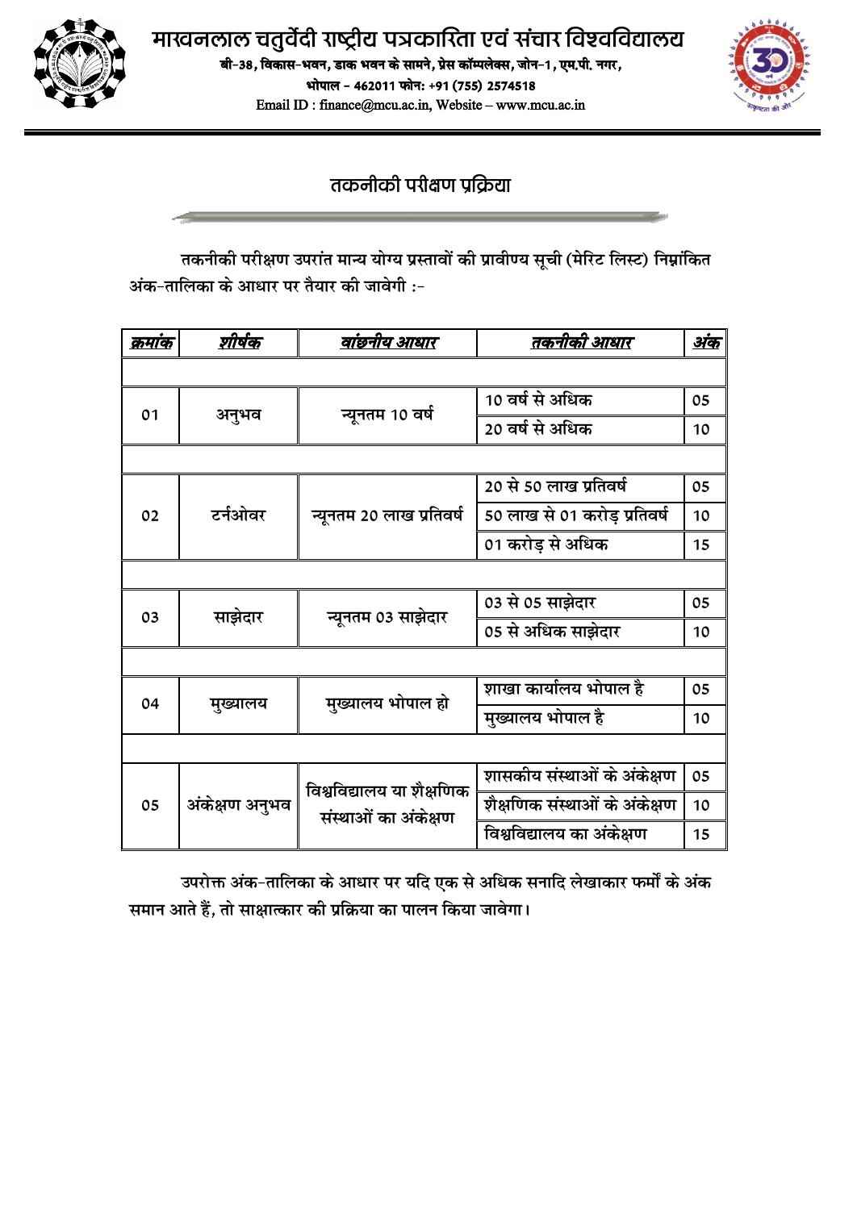# माखनलाल चतुर्वेदी राष्ट्रीय पत्रकारिता एवं संचार विश्वविद्यालय

**बी-38, विकास-भवन, डाक भवन के सामने, प्रेस कॉम्पलेक्स, जोन-1, एम.पी. नगर,**
**भोपाल - 462011 फोन: +91 (755) 2574518**
Email ID : finance@mcu.ac.in, Website – www.mcu.ac.in

## तकनीकी परीक्षण प्रक्रिया

तकनीकी परीक्षण उपरांत मान्य योग्य प्रस्तावों की प्रावीण्य सूची (मेरिट लिस्ट) निम्नांकित अंक-तालिका के आधार पर तैयार की जावेगी :-

| क्रमांक | शीर्षक | वांछनीय आधार | तकनीकी आधार | अंक |
|---|---|---|---|---|
| 01 | अनुभव | न्यूनतम 10 वर्ष | 10 वर्ष से अधिक | 05 |
| | | | 20 वर्ष से अधिक | 10 |
| 02 | टर्नओवर | न्यूनतम 20 लाख प्रतिवर्ष | 20 से 50 लाख प्रतिवर्ष | 05 |
| | | | 50 लाख से 01 करोड़ प्रतिवर्ष | 10 |
| | | | 01 करोड़ से अधिक | 15 |
| 03 | साझेदार | न्यूनतम 03 साझेदार | 03 से 05 साझेदार | 05 |
| | | | 05 से अधिक साझेदार | 10 |
| 04 | मुख्यालय | मुख्यालय भोपाल हो | शाखा कार्यालय भोपाल है | 05 |
| | | | मुख्यालय भोपाल है | 10 |
| 05 | अंकेक्षण अनुभव | विश्वविद्यालय या शैक्षणिक संस्थाओं का अंकेक्षण | शासकीय संस्थाओं के अंकेक्षण | 05 |
| | | | शैक्षणिक संस्थाओं के अंकेक्षण | 10 |
| | | | विश्वविद्यालय का अंकेक्षण | 15 |

उपरोक्त अंक-तालिका के आधार पर यदि एक से अधिक सनादि लेखाकार फर्मों के अंक समान आते हैं, तो साक्षात्कार की प्रक्रिया का पालन किया जावेगा।